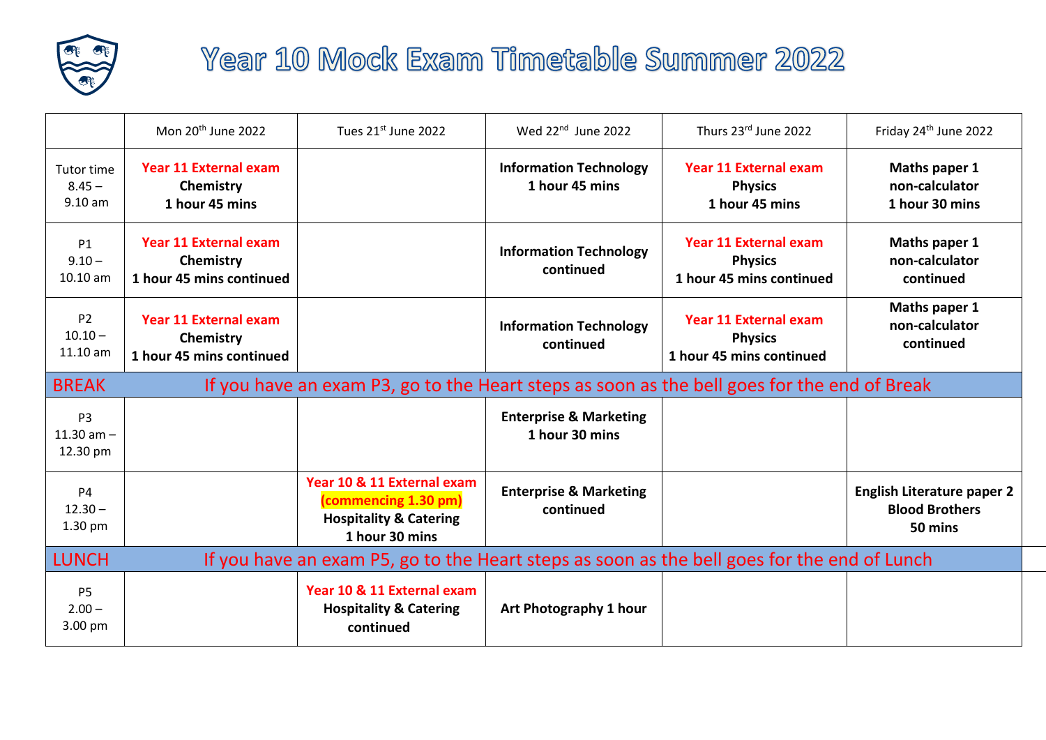# Year 10 Mock Exam Timetable Summer 2022

| | Mon 20th June 2022 | Tues 21st June 2022 | Wed 22nd June 2022 | Thurs 23rd June 2022 | Friday 24th June 2022 |
|---|---|---|---|---|---|
| Tutor time 8.45 – 9.10 am | **Year 11 External exam Chemistry 1 hour 45 mins** | | **Information Technology 1 hour 45 mins** | **Year 11 External exam Physics 1 hour 45 mins** | **Maths paper 1 non-calculator 1 hour 30 mins** |
| P1 9.10 – 10.10 am | **Year 11 External exam Chemistry 1 hour 45 mins continued** | | **Information Technology continued** | **Year 11 External exam Physics 1 hour 45 mins continued** | **Maths paper 1 non-calculator continued** |
| P2 10.10 – 11.10 am | **Year 11 External exam Chemistry 1 hour 45 mins continued** | | **Information Technology continued** | **Year 11 External exam Physics 1 hour 45 mins continued** | **Maths paper 1 non-calculator continued** |
| BREAK | If you have an exam P3, go to the Heart steps as soon as the bell goes for the end of Break | | | | |
| P3 11.30 am – 12.30 pm | | | **Enterprise & Marketing 1 hour 30 mins** | | |
| P4 12.30 – 1.30 pm | | **Year 10 & 11 External exam (commencing 1.30 pm) Hospitality & Catering 1 hour 30 mins** | **Enterprise & Marketing continued** | | **English Literature paper 2 Blood Brothers 50 mins** |
| LUNCH | If you have an exam P5, go to the Heart steps as soon as the bell goes for the end of Lunch | | | | |
| P5 2.00 – 3.00 pm | | **Year 10 & 11 External exam Hospitality & Catering continued** | **Art Photography 1 hour** | | |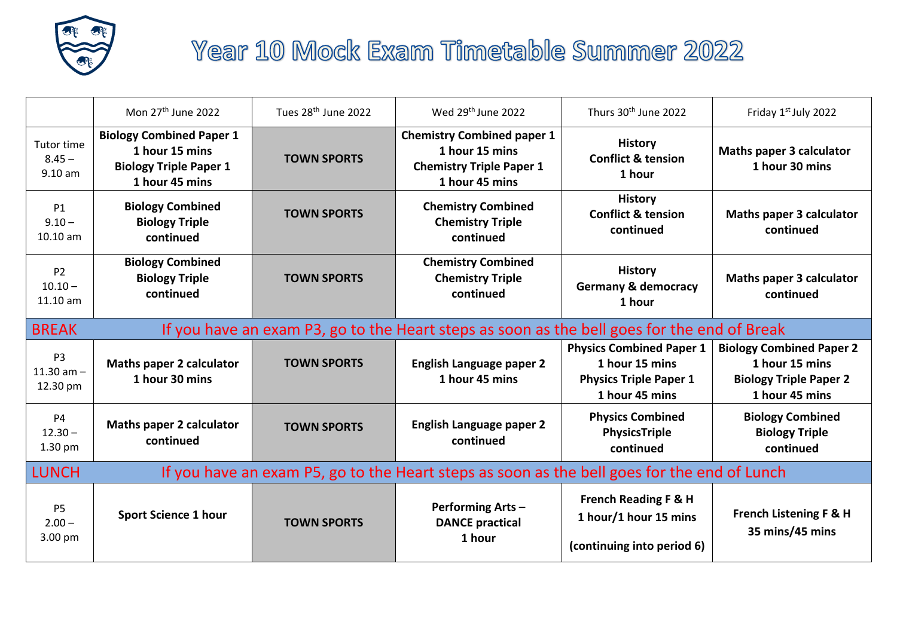# Year 10 Mock Exam Timetable Summer 2022

| | Mon 27th June 2022 | Tues 28th June 2022 | Wed 29th June 2022 | Thurs 30th June 2022 | Friday 1st July 2022 |
|---|---|---|---|---|---|
| Tutor time 8.45 – 9.10 am | **Biology Combined Paper 1 1 hour 15 mins Biology Triple Paper 1 1 hour 45 mins** | **TOWN SPORTS** | **Chemistry Combined paper 1 1 hour 15 mins Chemistry Triple Paper 1 1 hour 45 mins** | **History Conflict & tension 1 hour** | **Maths paper 3 calculator 1 hour 30 mins** |
| P1 9.10 – 10.10 am | **Biology Combined Biology Triple continued** | **TOWN SPORTS** | **Chemistry Combined Chemistry Triple continued** | **History Conflict & tension continued** | **Maths paper 3 calculator continued** |
| P2 10.10 – 11.10 am | **Biology Combined Biology Triple continued** | **TOWN SPORTS** | **Chemistry Combined Chemistry Triple continued** | **History Germany & democracy 1 hour** | **Maths paper 3 calculator continued** |
| BREAK | If you have an exam P3, go to the Heart steps as soon as the bell goes for the end of Break | | | | |
| P3 11.30 am – 12.30 pm | **Maths paper 2 calculator 1 hour 30 mins** | **TOWN SPORTS** | **English Language paper 2 1 hour 45 mins** | **Physics Combined Paper 1 1 hour 15 mins Physics Triple Paper 1 1 hour 45 mins** | **Biology Combined Paper 2 1 hour 15 mins Biology Triple Paper 2 1 hour 45 mins** |
| P4 12.30 – 1.30 pm | **Maths paper 2 calculator continued** | **TOWN SPORTS** | **English Language paper 2 continued** | **Physics Combined PhysicsTriple continued** | **Biology Combined Biology Triple continued** |
| LUNCH | If you have an exam P5, go to the Heart steps as soon as the bell goes for the end of Lunch | | | | |
| P5 2.00 – 3.00 pm | **Sport Science 1 hour** | **TOWN SPORTS** | **Performing Arts – DANCE practical 1 hour** | **French Reading F & H 1 hour/1 hour 15 mins (continuing into period 6)** | **French Listening F & H 35 mins/45 mins** |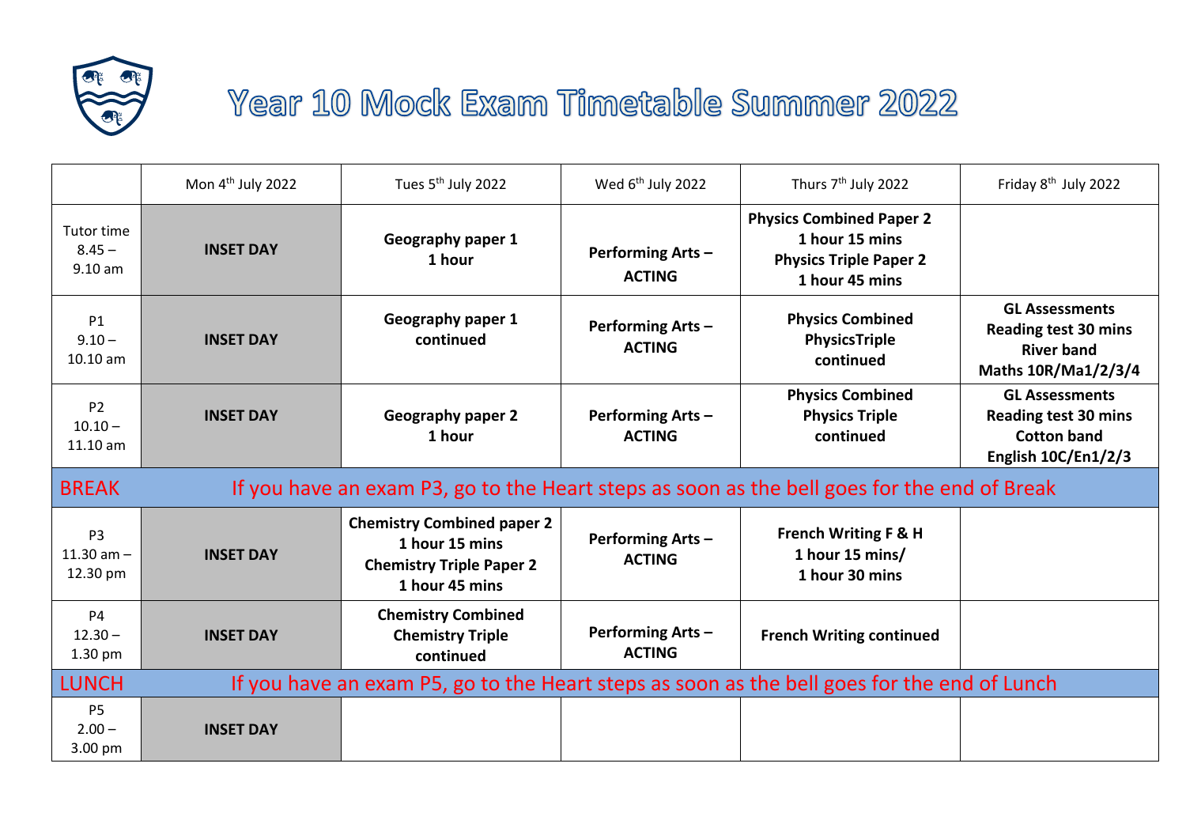# Year 10 Mock Exam Timetable Summer 2022

| | Mon 4th July 2022 | Tues 5th July 2022 | Wed 6th July 2022 | Thurs 7th July 2022 | Friday 8th July 2022 |
|---|---|---|---|---|---|
| Tutor time 8.45 – 9.10 am | **INSET DAY** | **Geography paper 1**<br>**1 hour** | **Performing Arts – ACTING** | **Physics Combined Paper 2**<br>**1 hour 15 mins**<br>**Physics Triple Paper 2**<br>**1 hour 45 mins** | |
| P1 9.10 – 10.10 am | **INSET DAY** | **Geography paper 1 continued** | **Performing Arts – ACTING** | **Physics Combined**<br>**PhysicsTriple**<br>**continued** | **GL Assessments**<br>**Reading test 30 mins**<br>**River band**<br>**Maths 10R/Ma1/2/3/4** |
| P2 10.10 – 11.10 am | **INSET DAY** | **Geography paper 2**<br>**1 hour** | **Performing Arts – ACTING** | **Physics Combined**<br>**Physics Triple**<br>**continued** | **GL Assessments**<br>**Reading test 30 mins**<br>**Cotton band**<br>**English 10C/En1/2/3** |
| BREAK | If you have an exam P3, go to the Heart steps as soon as the bell goes for the end of Break | | | | |
| P3 11.30 am – 12.30 pm | **INSET DAY** | **Chemistry Combined paper 2**<br>**1 hour 15 mins**<br>**Chemistry Triple Paper 2**<br>**1 hour 45 mins** | **Performing Arts – ACTING** | **French Writing F & H**<br>**1 hour 15 mins/**<br>**1 hour 30 mins** | |
| P4 12.30 – 1.30 pm | **INSET DAY** | **Chemistry Combined**<br>**Chemistry Triple**<br>**continued** | **Performing Arts – ACTING** | **French Writing continued** | |
| LUNCH | If you have an exam P5, go to the Heart steps as soon as the bell goes for the end of Lunch | | | | |
| P5 2.00 – 3.00 pm | **INSET DAY** | | | | |